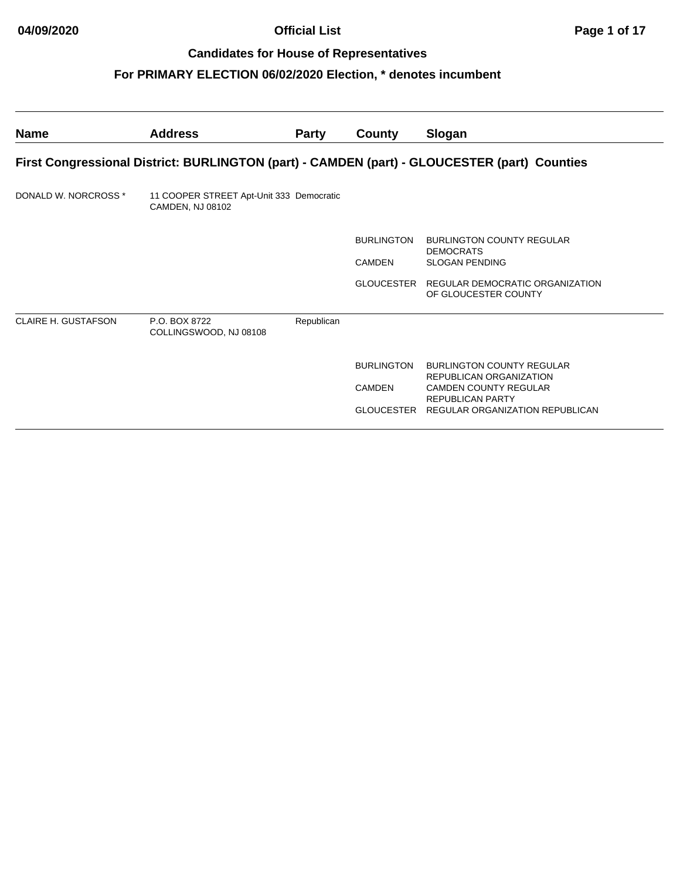# Official List

## Candidates for House of Representatives

## For PRIMARY ELECTION 06/02/2020 Election, * denotes incumbent

| Name | Address | Party | County | Slogan |
| --- | --- | --- | --- | --- |

### First Congressional District: BURLINGTON (part) - CAMDEN (part) - GLOUCESTER (part) Counties

| Name | Address | Party | County | Slogan |
| --- | --- | --- | --- | --- |
| DONALD W. NORCROSS * | 11 COOPER STREET Apt-Unit 333 CAMDEN, NJ 08102 | Democratic | | |
| | | | BURLINGTON | BURLINGTON COUNTY REGULAR DEMOCRATS |
| | | | CAMDEN | SLOGAN PENDING |
| | | | GLOUCESTER | REGULAR DEMOCRATIC ORGANIZATION OF GLOUCESTER COUNTY |
| CLAIRE H. GUSTAFSON | P.O. BOX 8722 COLLINGSWOOD, NJ 08108 | Republican | | |
| | | | BURLINGTON | BURLINGTON COUNTY REGULAR REPUBLICAN ORGANIZATION |
| | | | CAMDEN | CAMDEN COUNTY REGULAR REPUBLICAN PARTY |
| | | | GLOUCESTER | REGULAR ORGANIZATION REPUBLICAN |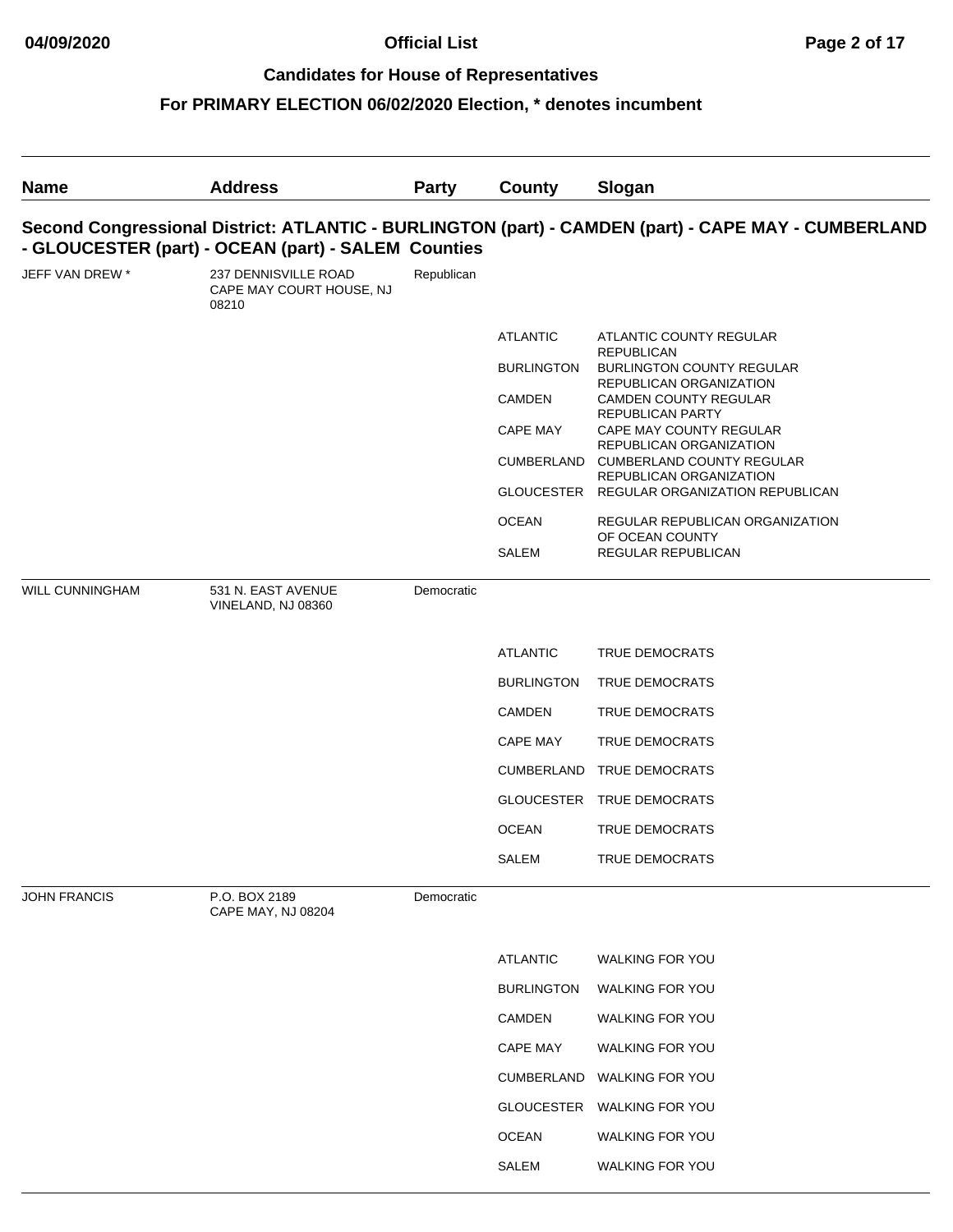# Official List

## Candidates for House of Representatives

### For PRIMARY ELECTION 06/02/2020 Election, * denotes incumbent

| Name | Address | Party | County | Slogan |
|---|---|---|---|---|

**Second Congressional District: ATLANTIC - BURLINGTON (part) - CAMDEN (part) - CAPE MAY - CUMBERLAND - GLOUCESTER (part) - OCEAN (part) - SALEM Counties**

| Name | Address | Party | County | Slogan |
|---|---|---|---|---|
| JEFF VAN DREW * | 237 DENNISVILLE ROAD CAPE MAY COURT HOUSE, NJ 08210 | Republican | | |
| | | | ATLANTIC | ATLANTIC COUNTY REGULAR REPUBLICAN |
| | | | BURLINGTON | BURLINGTON COUNTY REGULAR REPUBLICAN ORGANIZATION |
| | | | CAMDEN | CAMDEN COUNTY REGULAR REPUBLICAN PARTY |
| | | | CAPE MAY | CAPE MAY COUNTY REGULAR REPUBLICAN ORGANIZATION |
| | | | CUMBERLAND | CUMBERLAND COUNTY REGULAR REPUBLICAN ORGANIZATION |
| | | | GLOUCESTER | REGULAR ORGANIZATION REPUBLICAN |
| | | | OCEAN | REGULAR REPUBLICAN ORGANIZATION OF OCEAN COUNTY |
| | | | SALEM | REGULAR REPUBLICAN |
| WILL CUNNINGHAM | 531 N. EAST AVENUE VINELAND, NJ 08360 | Democratic | | |
| | | | ATLANTIC | TRUE DEMOCRATS |
| | | | BURLINGTON | TRUE DEMOCRATS |
| | | | CAMDEN | TRUE DEMOCRATS |
| | | | CAPE MAY | TRUE DEMOCRATS |
| | | | CUMBERLAND | TRUE DEMOCRATS |
| | | | GLOUCESTER | TRUE DEMOCRATS |
| | | | OCEAN | TRUE DEMOCRATS |
| | | | SALEM | TRUE DEMOCRATS |
| JOHN FRANCIS | P.O. BOX 2189 CAPE MAY, NJ 08204 | Democratic | | |
| | | | ATLANTIC | WALKING FOR YOU |
| | | | BURLINGTON | WALKING FOR YOU |
| | | | CAMDEN | WALKING FOR YOU |
| | | | CAPE MAY | WALKING FOR YOU |
| | | | CUMBERLAND | WALKING FOR YOU |
| | | | GLOUCESTER | WALKING FOR YOU |
| | | | OCEAN | WALKING FOR YOU |
| | | | SALEM | WALKING FOR YOU |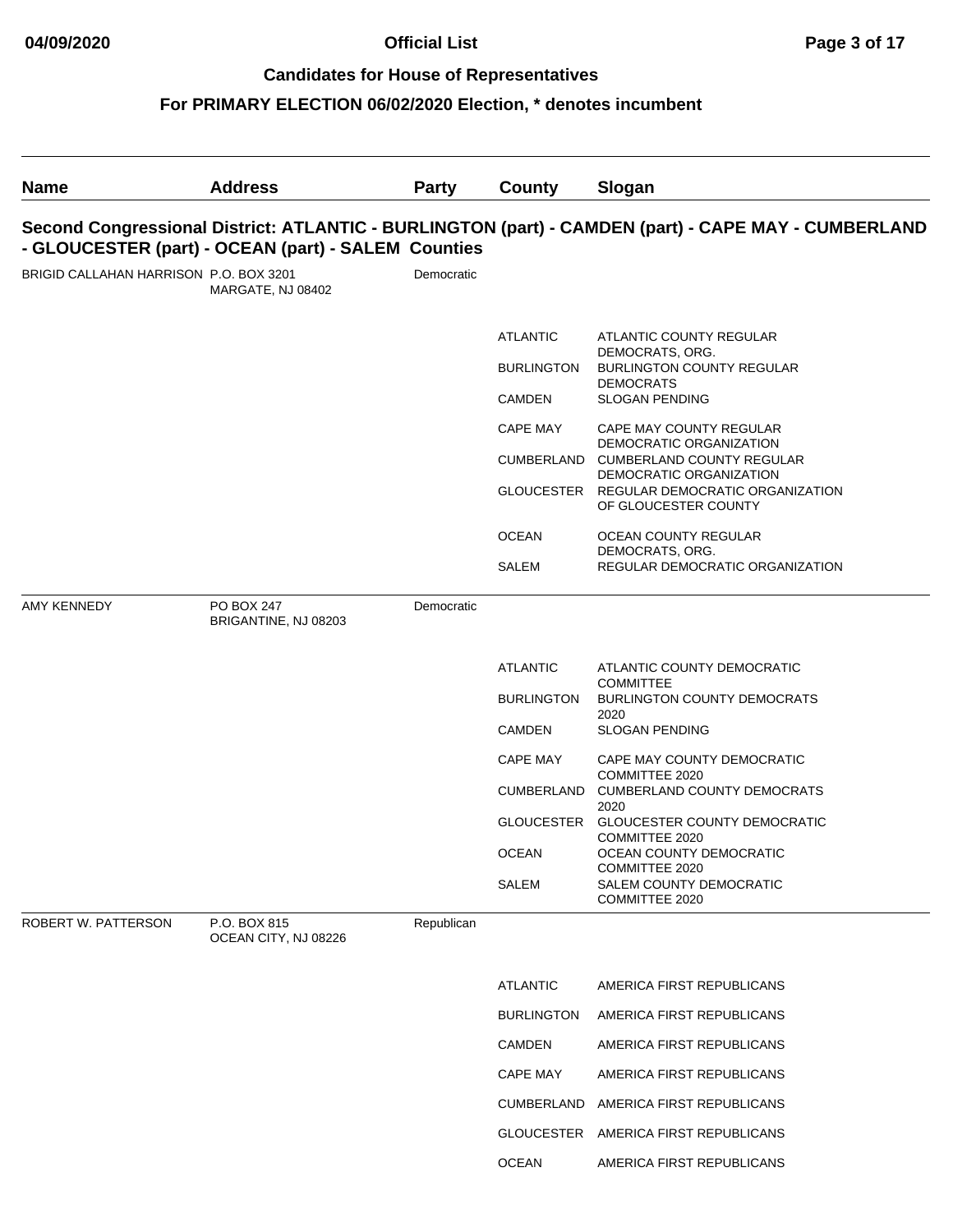## Official List

### Candidates for House of Representatives

### For PRIMARY ELECTION 06/02/2020 Election, * denotes incumbent

| Name | Address | Party | County | Slogan |
|---|---|---|---|---|
| **Second Congressional District: ATLANTIC - BURLINGTON (part) - CAMDEN (part) - CAPE MAY - CUMBERLAND - GLOUCESTER (part) - OCEAN (part) - SALEM Counties** | | | | |
| BRIGID CALLAHAN HARRISON | P.O. BOX 3201<br>MARGATE, NJ 08402 | Democratic | | |
| | | | ATLANTIC | ATLANTIC COUNTY REGULAR DEMOCRATS, ORG. |
| | | | BURLINGTON | BURLINGTON COUNTY REGULAR DEMOCRATS |
| | | | CAMDEN | SLOGAN PENDING |
| | | | CAPE MAY | CAPE MAY COUNTY REGULAR DEMOCRATIC ORGANIZATION |
| | | | CUMBERLAND | CUMBERLAND COUNTY REGULAR DEMOCRATIC ORGANIZATION |
| | | | GLOUCESTER | REGULAR DEMOCRATIC ORGANIZATION OF GLOUCESTER COUNTY |
| | | | OCEAN | OCEAN COUNTY REGULAR DEMOCRATS, ORG. |
| | | | SALEM | REGULAR DEMOCRATIC ORGANIZATION |
| AMY KENNEDY | PO BOX 247<br>BRIGANTINE, NJ 08203 | Democratic | | |
| | | | ATLANTIC | ATLANTIC COUNTY DEMOCRATIC COMMITTEE |
| | | | BURLINGTON | BURLINGTON COUNTY DEMOCRATS 2020 |
| | | | CAMDEN | SLOGAN PENDING |
| | | | CAPE MAY | CAPE MAY COUNTY DEMOCRATIC COMMITTEE 2020 |
| | | | CUMBERLAND | CUMBERLAND COUNTY DEMOCRATS 2020 |
| | | | GLOUCESTER | GLOUCESTER COUNTY DEMOCRATIC COMMITTEE 2020 |
| | | | OCEAN | OCEAN COUNTY DEMOCRATIC COMMITTEE 2020 |
| | | | SALEM | SALEM COUNTY DEMOCRATIC COMMITTEE 2020 |
| ROBERT W. PATTERSON | P.O. BOX 815<br>OCEAN CITY, NJ 08226 | Republican | | |
| | | | ATLANTIC | AMERICA FIRST REPUBLICANS |
| | | | BURLINGTON | AMERICA FIRST REPUBLICANS |
| | | | CAMDEN | AMERICA FIRST REPUBLICANS |
| | | | CAPE MAY | AMERICA FIRST REPUBLICANS |
| | | | CUMBERLAND | AMERICA FIRST REPUBLICANS |
| | | | GLOUCESTER | AMERICA FIRST REPUBLICANS |
| | | | OCEAN | AMERICA FIRST REPUBLICANS |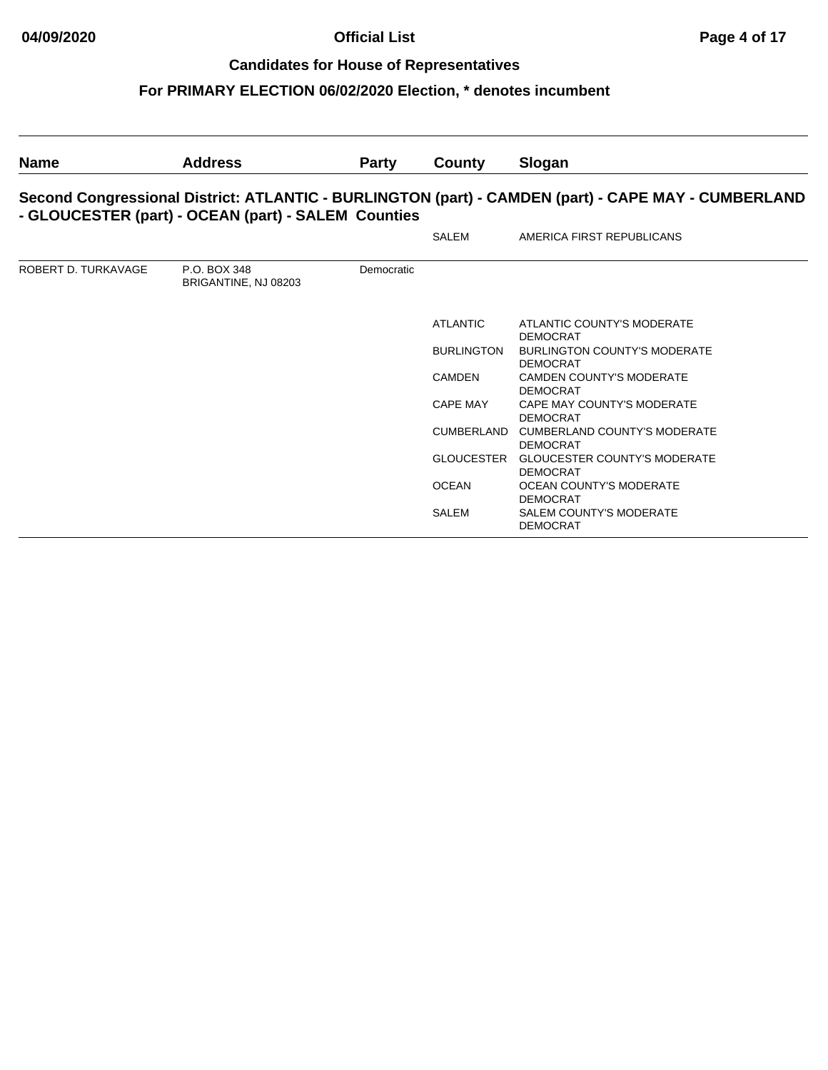# Official List

## Candidates for House of Representatives

### For PRIMARY ELECTION 06/02/2020 Election, * denotes incumbent

| Name | Address | Party | County | Slogan |
|---|---|---|---|---|
| **Second Congressional District: ATLANTIC - BURLINGTON (part) - CAMDEN (part) - CAPE MAY - CUMBERLAND - GLOUCESTER (part) - OCEAN (part) - SALEM Counties** | | | | |
| | | | SALEM | AMERICA FIRST REPUBLICANS |
| ROBERT D. TURKAVAGE | P.O. BOX 348 BRIGANTINE, NJ 08203 | Democratic | | |
| | | | ATLANTIC | ATLANTIC COUNTY'S MODERATE DEMOCRAT |
| | | | BURLINGTON | BURLINGTON COUNTY'S MODERATE DEMOCRAT |
| | | | CAMDEN | CAMDEN COUNTY'S MODERATE DEMOCRAT |
| | | | CAPE MAY | CAPE MAY COUNTY'S MODERATE DEMOCRAT |
| | | | CUMBERLAND | CUMBERLAND COUNTY'S MODERATE DEMOCRAT |
| | | | GLOUCESTER | GLOUCESTER COUNTY'S MODERATE DEMOCRAT |
| | | | OCEAN | OCEAN COUNTY'S MODERATE DEMOCRAT |
| | | | SALEM | SALEM COUNTY'S MODERATE DEMOCRAT |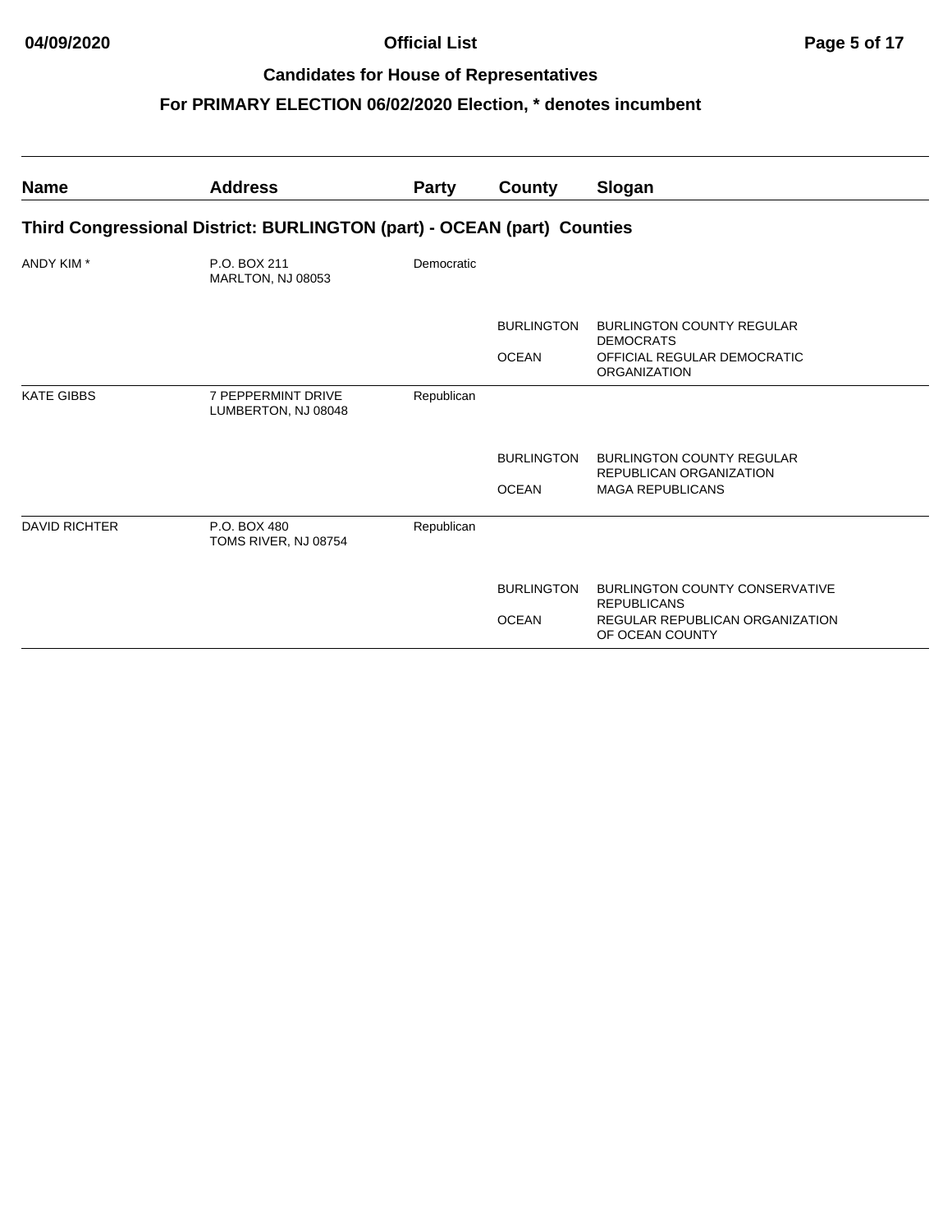## Official List

### Candidates for House of Representatives

### For PRIMARY ELECTION 06/02/2020 Election, * denotes incumbent

| Name | Address | Party | County | Slogan |
|---|---|---|---|---|
| **Third Congressional District: BURLINGTON (part) - OCEAN (part) Counties** | | | | |
| ANDY KIM * | P.O. BOX 211<br>MARLTON, NJ 08053 | Democratic | | |
| | | | BURLINGTON | BURLINGTON COUNTY REGULAR DEMOCRATS |
| | | | OCEAN | OFFICIAL REGULAR DEMOCRATIC ORGANIZATION |
| KATE GIBBS | 7 PEPPERMINT DRIVE<br>LUMBERTON, NJ 08048 | Republican | | |
| | | | BURLINGTON | BURLINGTON COUNTY REGULAR REPUBLICAN ORGANIZATION |
| | | | OCEAN | MAGA REPUBLICANS |
| DAVID RICHTER | P.O. BOX 480<br>TOMS RIVER, NJ 08754 | Republican | | |
| | | | BURLINGTON | BURLINGTON COUNTY CONSERVATIVE REPUBLICANS |
| | | | OCEAN | REGULAR REPUBLICAN ORGANIZATION OF OCEAN COUNTY |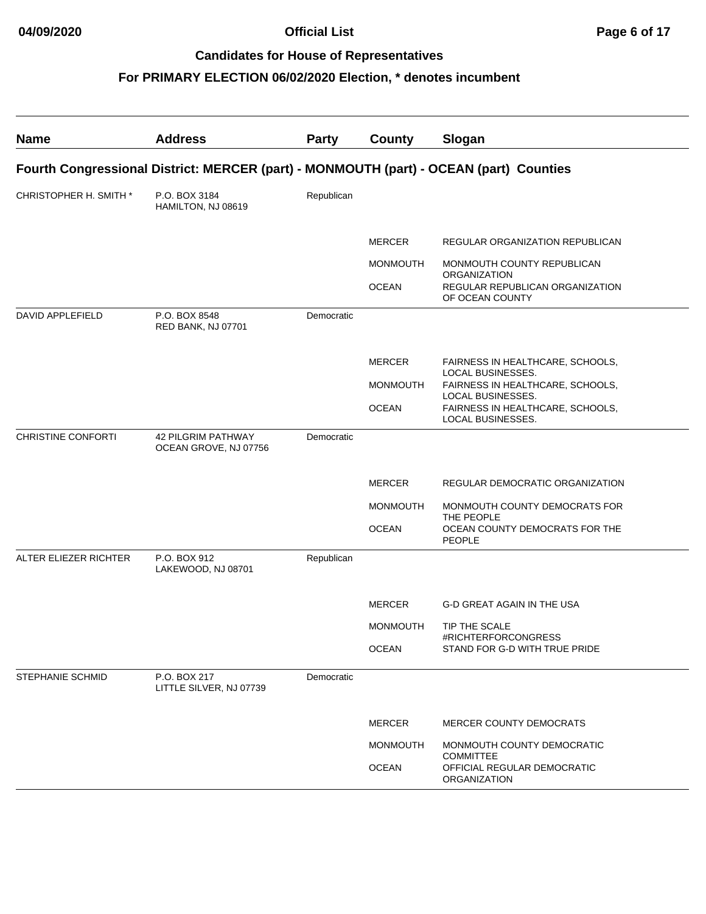## Official List

## Candidates for House of Representatives

## For PRIMARY ELECTION 06/02/2020 Election, * denotes incumbent

| Name | Address | Party | County | Slogan |
|---|---|---|---|---|
| **Fourth Congressional District: MERCER (part) - MONMOUTH (part) - OCEAN (part) Counties** | | | | |
| CHRISTOPHER H. SMITH * | P.O. BOX 3184<br>HAMILTON, NJ 08619 | Republican | | |
| | | | MERCER | REGULAR ORGANIZATION REPUBLICAN |
| | | | MONMOUTH | MONMOUTH COUNTY REPUBLICAN ORGANIZATION |
| | | | OCEAN | REGULAR REPUBLICAN ORGANIZATION OF OCEAN COUNTY |
| DAVID APPLEFIELD | P.O. BOX 8548<br>RED BANK, NJ 07701 | Democratic | | |
| | | | MERCER | FAIRNESS IN HEALTHCARE, SCHOOLS, LOCAL BUSINESSES. |
| | | | MONMOUTH | FAIRNESS IN HEALTHCARE, SCHOOLS, LOCAL BUSINESSES. |
| | | | OCEAN | FAIRNESS IN HEALTHCARE, SCHOOLS, LOCAL BUSINESSES. |
| CHRISTINE CONFORTI | 42 PILGRIM PATHWAY<br>OCEAN GROVE, NJ 07756 | Democratic | | |
| | | | MERCER | REGULAR DEMOCRATIC ORGANIZATION |
| | | | MONMOUTH | MONMOUTH COUNTY DEMOCRATS FOR THE PEOPLE |
| | | | OCEAN | OCEAN COUNTY DEMOCRATS FOR THE PEOPLE |
| ALTER ELIEZER RICHTER | P.O. BOX 912<br>LAKEWOOD, NJ 08701 | Republican | | |
| | | | MERCER | G-D GREAT AGAIN IN THE USA |
| | | | MONMOUTH | TIP THE SCALE #RICHTERFORCONGRESS |
| | | | OCEAN | STAND FOR G-D WITH TRUE PRIDE |
| STEPHANIE SCHMID | P.O. BOX 217<br>LITTLE SILVER, NJ 07739 | Democratic | | |
| | | | MERCER | MERCER COUNTY DEMOCRATS |
| | | | MONMOUTH | MONMOUTH COUNTY DEMOCRATIC COMMITTEE |
| | | | OCEAN | OFFICIAL REGULAR DEMOCRATIC ORGANIZATION |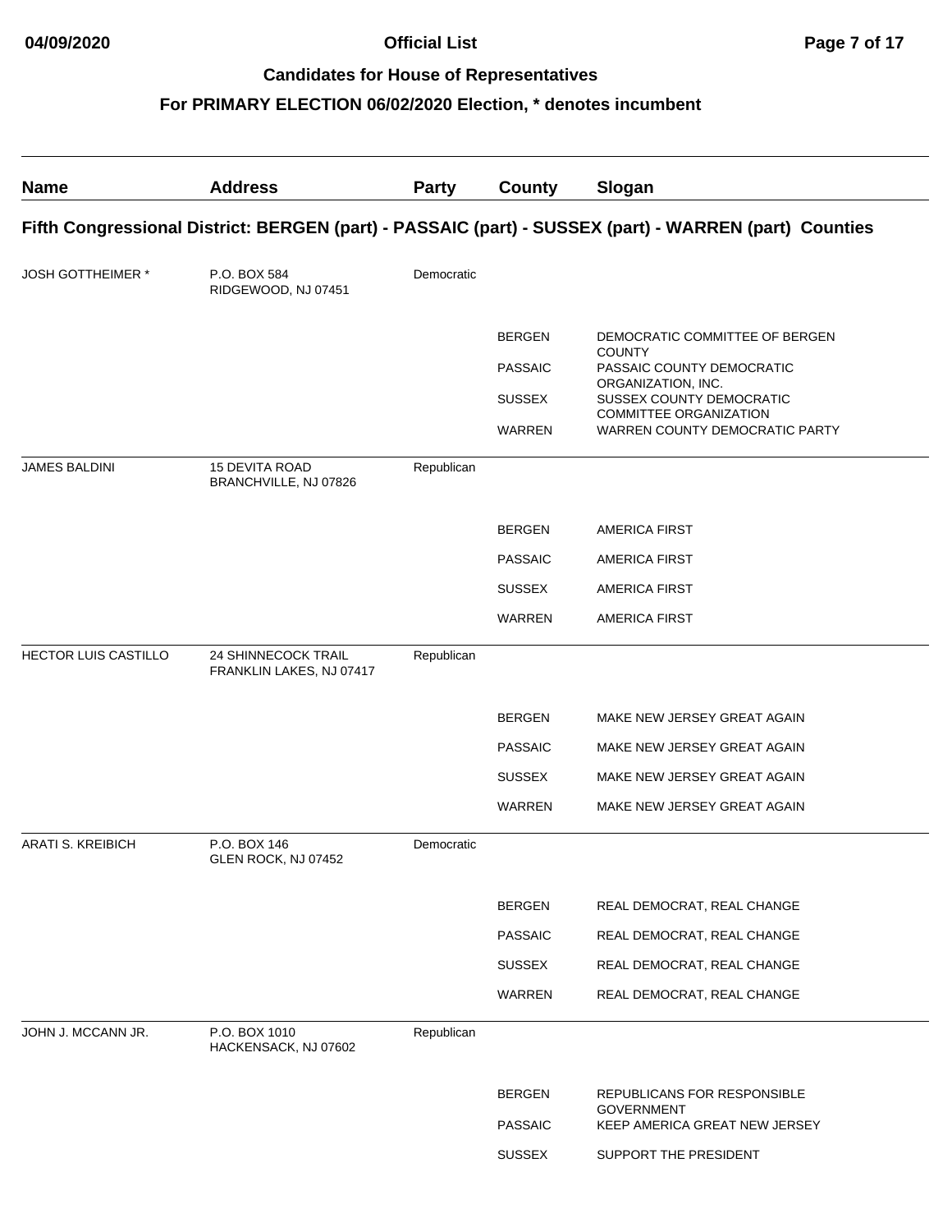## Official List

### Candidates for House of Representatives

### For PRIMARY ELECTION 06/02/2020 Election, * denotes incumbent

| Name | Address | Party | County | Slogan |
|---|---|---|---|---|
| **Fifth Congressional District: BERGEN (part) - PASSAIC (part) - SUSSEX (part) - WARREN (part) Counties** | | | | |
| JOSH GOTTHEIMER * | P.O. BOX 584<br>RIDGEWOOD, NJ 07451 | Democratic | | |
| | | | BERGEN | DEMOCRATIC COMMITTEE OF BERGEN COUNTY |
| | | | PASSAIC | PASSAIC COUNTY DEMOCRATIC ORGANIZATION, INC. |
| | | | SUSSEX | SUSSEX COUNTY DEMOCRATIC COMMITTEE ORGANIZATION |
| | | | WARREN | WARREN COUNTY DEMOCRATIC PARTY |
| JAMES BALDINI | 15 DEVITA ROAD<br>BRANCHVILLE, NJ 07826 | Republican | | |
| | | | BERGEN | AMERICA FIRST |
| | | | PASSAIC | AMERICA FIRST |
| | | | SUSSEX | AMERICA FIRST |
| | | | WARREN | AMERICA FIRST |
| HECTOR LUIS CASTILLO | 24 SHINNECOCK TRAIL<br>FRANKLIN LAKES, NJ 07417 | Republican | | |
| | | | BERGEN | MAKE NEW JERSEY GREAT AGAIN |
| | | | PASSAIC | MAKE NEW JERSEY GREAT AGAIN |
| | | | SUSSEX | MAKE NEW JERSEY GREAT AGAIN |
| | | | WARREN | MAKE NEW JERSEY GREAT AGAIN |
| ARATI S. KREIBICH | P.O. BOX 146<br>GLEN ROCK, NJ 07452 | Democratic | | |
| | | | BERGEN | REAL DEMOCRAT, REAL CHANGE |
| | | | PASSAIC | REAL DEMOCRAT, REAL CHANGE |
| | | | SUSSEX | REAL DEMOCRAT, REAL CHANGE |
| | | | WARREN | REAL DEMOCRAT, REAL CHANGE |
| JOHN J. MCCANN JR. | P.O. BOX 1010<br>HACKENSACK, NJ 07602 | Republican | | |
| | | | BERGEN | REPUBLICANS FOR RESPONSIBLE GOVERNMENT |
| | | | PASSAIC | KEEP AMERICA GREAT NEW JERSEY |
| | | | SUSSEX | SUPPORT THE PRESIDENT |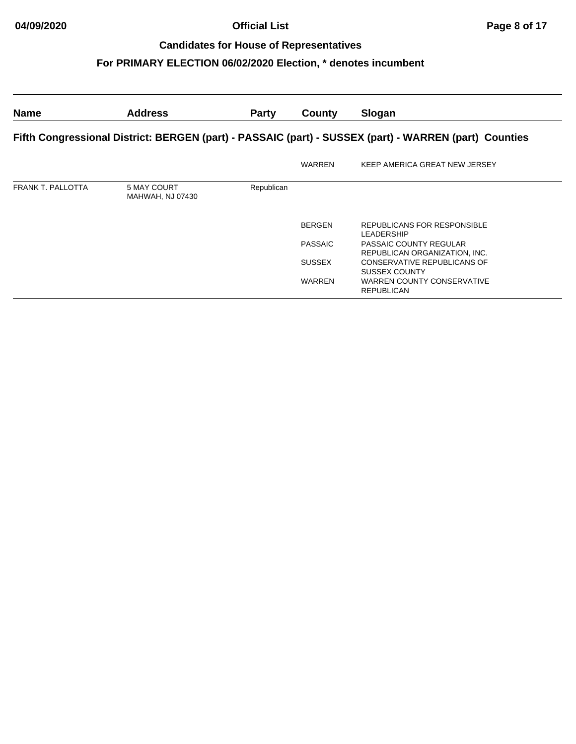## Candidates for House of Representatives

### For PRIMARY ELECTION 06/02/2020 Election, * denotes incumbent

| Name | Address | Party | County | Slogan |
|---|---|---|---|---|
| **Fifth Congressional District: BERGEN (part) - PASSAIC (part) - SUSSEX (part) - WARREN (part) Counties** | | | | |
| | | | WARREN | KEEP AMERICA GREAT NEW JERSEY |
| FRANK T. PALLOTTA | 5 MAY COURT MAHWAH, NJ 07430 | Republican | | |
| | | | BERGEN | REPUBLICANS FOR RESPONSIBLE LEADERSHIP |
| | | | PASSAIC | PASSAIC COUNTY REGULAR REPUBLICAN ORGANIZATION, INC. |
| | | | SUSSEX | CONSERVATIVE REPUBLICANS OF SUSSEX COUNTY |
| | | | WARREN | WARREN COUNTY CONSERVATIVE REPUBLICAN |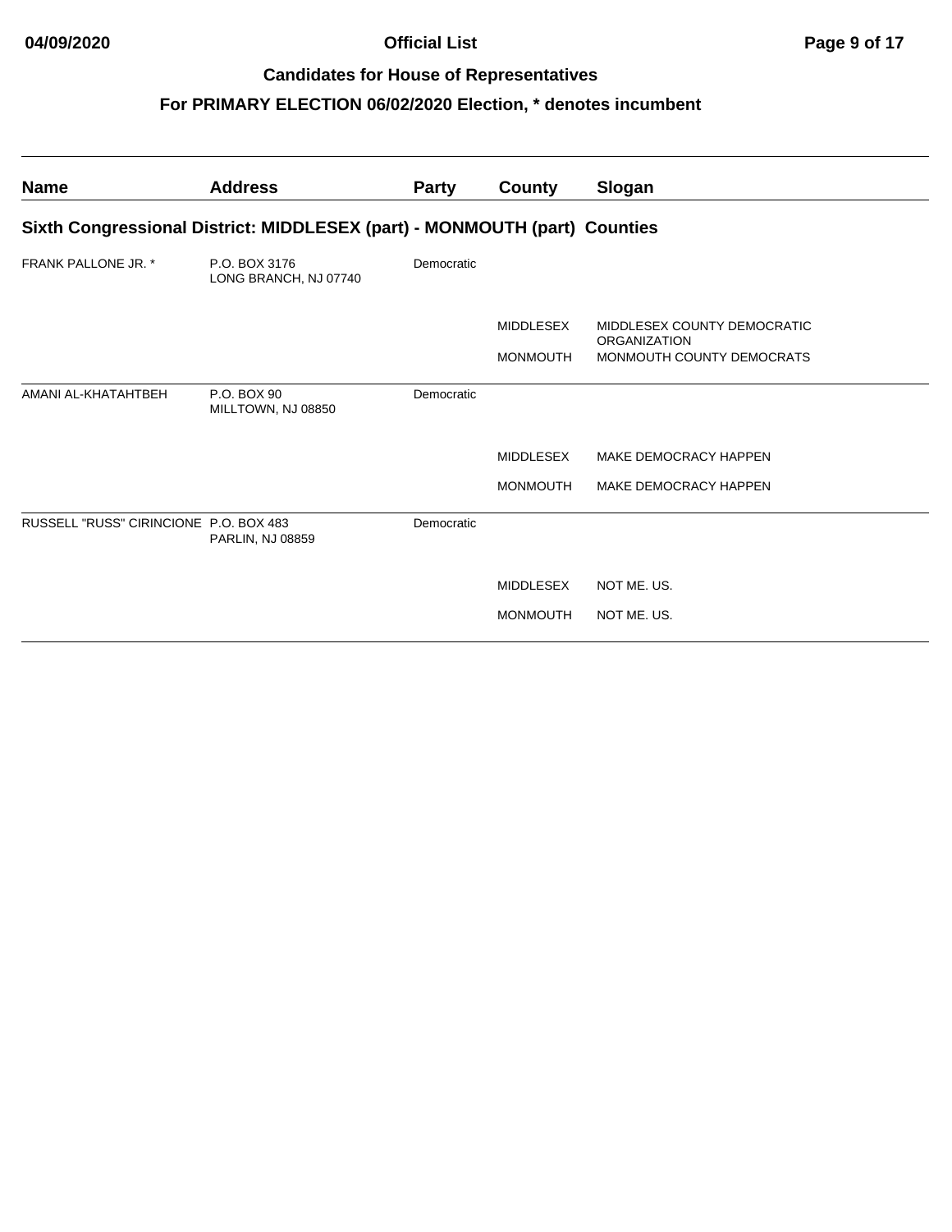## Candidates for House of Representatives

## For PRIMARY ELECTION 06/02/2020 Election, * denotes incumbent

| Name | Address | Party | County | Slogan |
|---|---|---|---|---|
| **Sixth Congressional District: MIDDLESEX (part) - MONMOUTH (part) Counties** | | | | |
| FRANK PALLONE JR. * | P.O. BOX 3176<br>LONG BRANCH, NJ 07740 | Democratic | | |
| | | | MIDDLESEX | MIDDLESEX COUNTY DEMOCRATIC ORGANIZATION |
| | | | MONMOUTH | MONMOUTH COUNTY DEMOCRATS |
| AMANI AL-KHATAHTBEH | P.O. BOX 90<br>MILLTOWN, NJ 08850 | Democratic | | |
| | | | MIDDLESEX | MAKE DEMOCRACY HAPPEN |
| | | | MONMOUTH | MAKE DEMOCRACY HAPPEN |
| RUSSELL "RUSS" CIRINCIONE | P.O. BOX 483<br>PARLIN, NJ 08859 | Democratic | | |
| | | | MIDDLESEX | NOT ME. US. |
| | | | MONMOUTH | NOT ME. US. |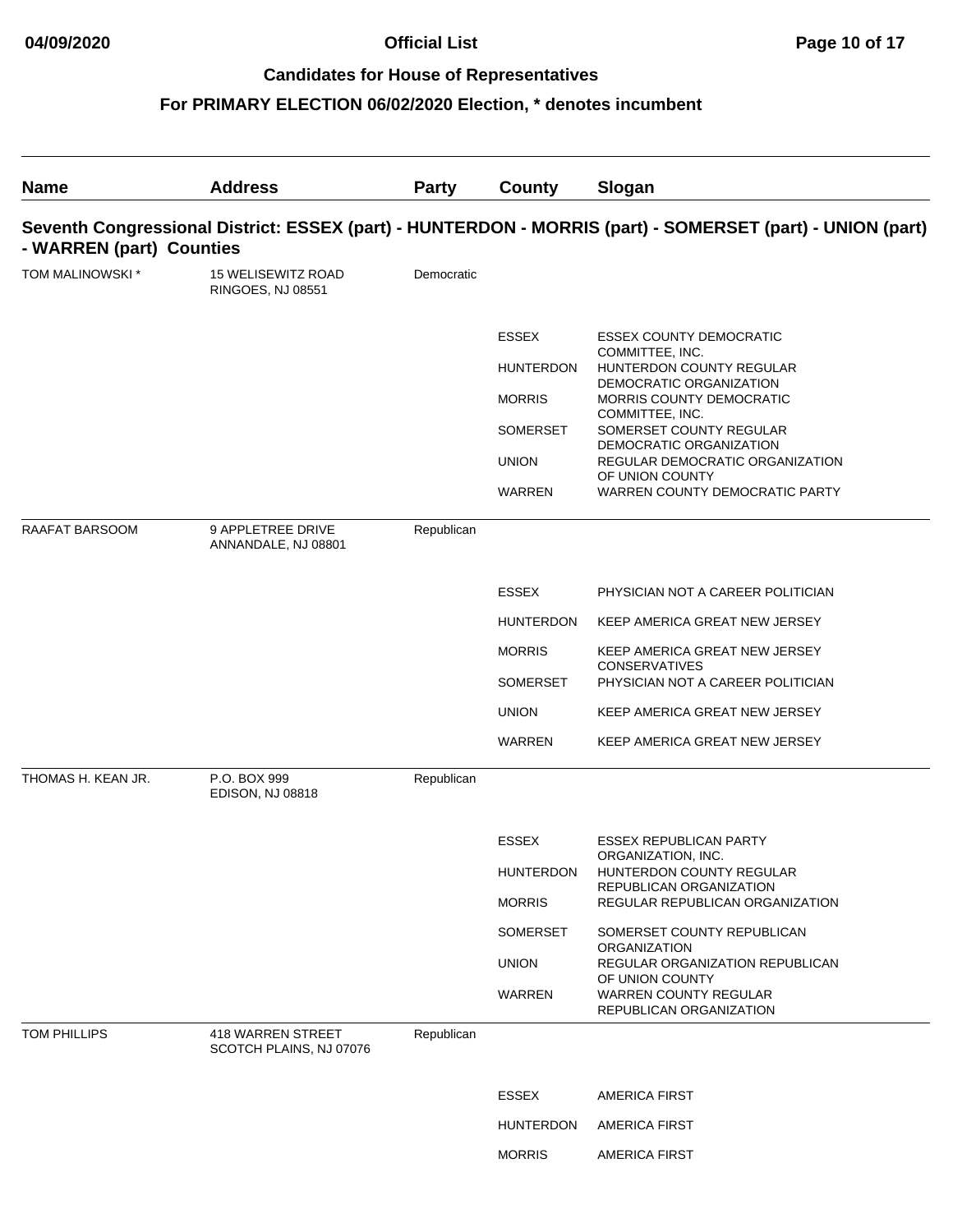## Candidates for House of Representatives

### For PRIMARY ELECTION 06/02/2020 Election, * denotes incumbent

### Seventh Congressional District: ESSEX (part) - HUNTERDON - MORRIS (part) - SOMERSET (part) - UNION (part) - WARREN (part) Counties

| Name | Address | Party | County | Slogan |
|---|---|---|---|---|
| TOM MALINOWSKI * | 15 WELISEWITZ ROAD RINGOES, NJ 08551 | Democratic | | |
| | | | ESSEX | ESSEX COUNTY DEMOCRATIC COMMITTEE, INC. |
| | | | HUNTERDON | HUNTERDON COUNTY REGULAR DEMOCRATIC ORGANIZATION |
| | | | MORRIS | MORRIS COUNTY DEMOCRATIC COMMITTEE, INC. |
| | | | SOMERSET | SOMERSET COUNTY REGULAR DEMOCRATIC ORGANIZATION |
| | | | UNION | REGULAR DEMOCRATIC ORGANIZATION OF UNION COUNTY |
| | | | WARREN | WARREN COUNTY DEMOCRATIC PARTY |
| RAAFAT BARSOOM | 9 APPLETREE DRIVE ANNANDALE, NJ 08801 | Republican | | |
| | | | ESSEX | PHYSICIAN NOT A CAREER POLITICIAN |
| | | | HUNTERDON | KEEP AMERICA GREAT NEW JERSEY |
| | | | MORRIS | KEEP AMERICA GREAT NEW JERSEY CONSERVATIVES |
| | | | SOMERSET | PHYSICIAN NOT A CAREER POLITICIAN |
| | | | UNION | KEEP AMERICA GREAT NEW JERSEY |
| | | | WARREN | KEEP AMERICA GREAT NEW JERSEY |
| THOMAS H. KEAN JR. | P.O. BOX 999 EDISON, NJ 08818 | Republican | | |
| | | | ESSEX | ESSEX REPUBLICAN PARTY ORGANIZATION, INC. |
| | | | HUNTERDON | HUNTERDON COUNTY REGULAR REPUBLICAN ORGANIZATION |
| | | | MORRIS | REGULAR REPUBLICAN ORGANIZATION |
| | | | SOMERSET | SOMERSET COUNTY REPUBLICAN ORGANIZATION |
| | | | UNION | REGULAR ORGANIZATION REPUBLICAN OF UNION COUNTY |
| | | | WARREN | WARREN COUNTY REGULAR REPUBLICAN ORGANIZATION |
| TOM PHILLIPS | 418 WARREN STREET SCOTCH PLAINS, NJ 07076 | Republican | | |
| | | | ESSEX | AMERICA FIRST |
| | | | HUNTERDON | AMERICA FIRST |
| | | | MORRIS | AMERICA FIRST |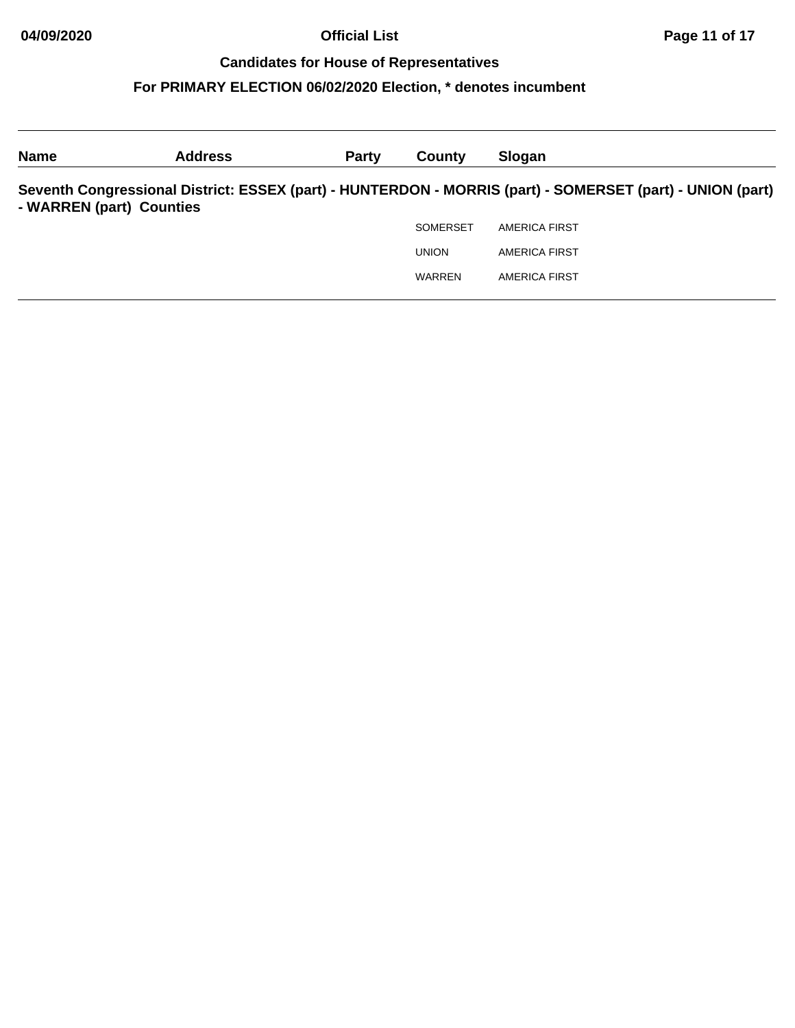## Candidates for House of Representatives

### For PRIMARY ELECTION 06/02/2020 Election, * denotes incumbent

| Name | Address | Party | County | Slogan |
|---|---|---|---|---|
| **Seventh Congressional District: ESSEX (part) - HUNTERDON - MORRIS (part) - SOMERSET (part) - UNION (part) - WARREN (part) Counties** | | | | |
| | | | SOMERSET | AMERICA FIRST |
| | | | UNION | AMERICA FIRST |
| | | | WARREN | AMERICA FIRST |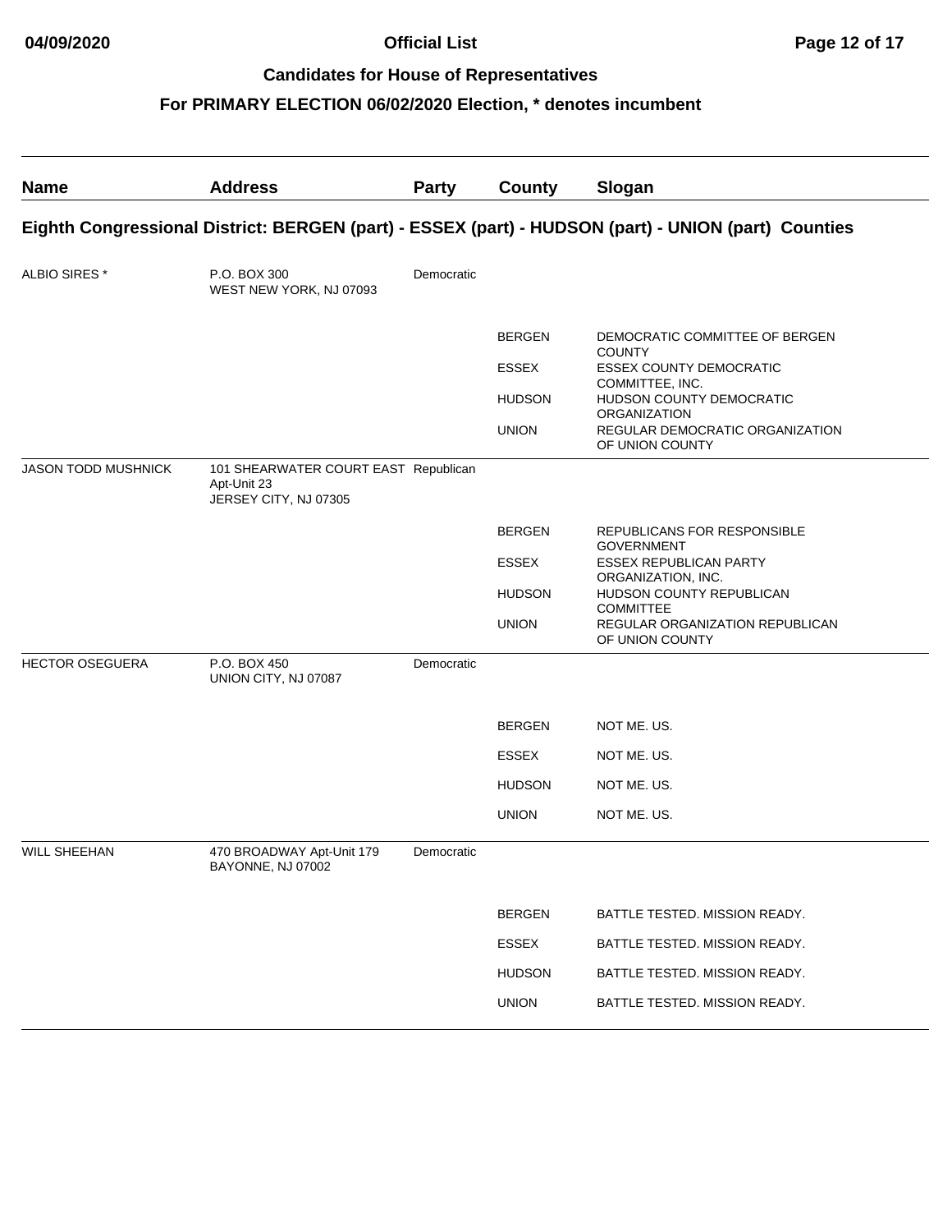# Official List

## Candidates for House of Representatives

## For PRIMARY ELECTION 06/02/2020 Election, * denotes incumbent

| Name | Address | Party | County | Slogan |
|---|---|---|---|---|

### Eighth Congressional District: BERGEN (part) - ESSEX (part) - HUDSON (part) - UNION (part) Counties

| Name | Address | Party | County | Slogan |
|---|---|---|---|---|
| ALBIO SIRES * | P.O. BOX 300<br>WEST NEW YORK, NJ 07093 | Democratic | | |
| | | | BERGEN | DEMOCRATIC COMMITTEE OF BERGEN COUNTY |
| | | | ESSEX | ESSEX COUNTY DEMOCRATIC COMMITTEE, INC. |
| | | | HUDSON | HUDSON COUNTY DEMOCRATIC ORGANIZATION |
| | | | UNION | REGULAR DEMOCRATIC ORGANIZATION OF UNION COUNTY |
| JASON TODD MUSHNICK | 101 SHEARWATER COURT EAST Apt-Unit 23<br>JERSEY CITY, NJ 07305 | Republican | | |
| | | | BERGEN | REPUBLICANS FOR RESPONSIBLE GOVERNMENT |
| | | | ESSEX | ESSEX REPUBLICAN PARTY ORGANIZATION, INC. |
| | | | HUDSON | HUDSON COUNTY REPUBLICAN COMMITTEE |
| | | | UNION | REGULAR ORGANIZATION REPUBLICAN OF UNION COUNTY |
| HECTOR OSEGUERA | P.O. BOX 450<br>UNION CITY, NJ 07087 | Democratic | | |
| | | | BERGEN | NOT ME. US. |
| | | | ESSEX | NOT ME. US. |
| | | | HUDSON | NOT ME. US. |
| | | | UNION | NOT ME. US. |
| WILL SHEEHAN | 470 BROADWAY Apt-Unit 179<br>BAYONNE, NJ 07002 | Democratic | | |
| | | | BERGEN | BATTLE TESTED. MISSION READY. |
| | | | ESSEX | BATTLE TESTED. MISSION READY. |
| | | | HUDSON | BATTLE TESTED. MISSION READY. |
| | | | UNION | BATTLE TESTED. MISSION READY. |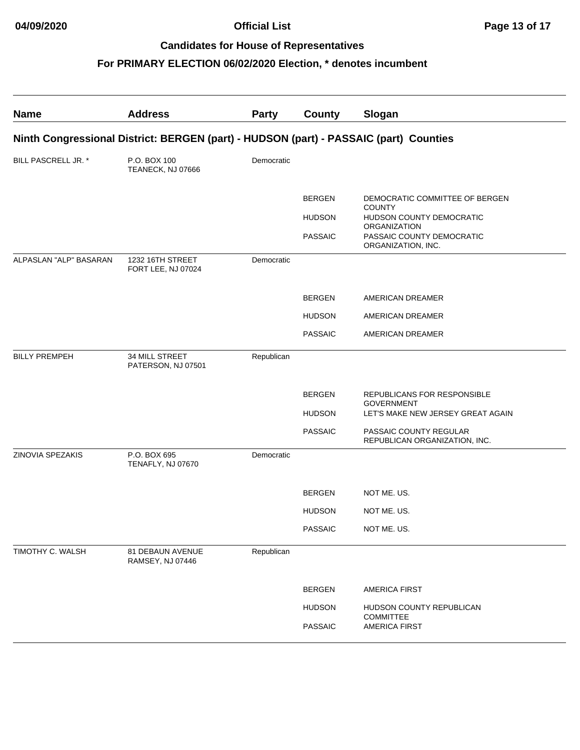# Official List

## Candidates for House of Representatives

## For PRIMARY ELECTION 06/02/2020 Election, * denotes incumbent

| Name | Address | Party | County | Slogan |
|---|---|---|---|---|
| **Ninth Congressional District: BERGEN (part) - HUDSON (part) - PASSAIC (part) Counties** | | | | |
| BILL PASCRELL JR. * | P.O. BOX 100 TEANECK, NJ 07666 | Democratic | | |
| | | | BERGEN | DEMOCRATIC COMMITTEE OF BERGEN COUNTY |
| | | | HUDSON | HUDSON COUNTY DEMOCRATIC ORGANIZATION |
| | | | PASSAIC | PASSAIC COUNTY DEMOCRATIC ORGANIZATION, INC. |
| ALPASLAN "ALP" BASARAN | 1232 16TH STREET FORT LEE, NJ 07024 | Democratic | | |
| | | | BERGEN | AMERICAN DREAMER |
| | | | HUDSON | AMERICAN DREAMER |
| | | | PASSAIC | AMERICAN DREAMER |
| BILLY PREMPEH | 34 MILL STREET PATERSON, NJ 07501 | Republican | | |
| | | | BERGEN | REPUBLICANS FOR RESPONSIBLE GOVERNMENT |
| | | | HUDSON | LET'S MAKE NEW JERSEY GREAT AGAIN |
| | | | PASSAIC | PASSAIC COUNTY REGULAR REPUBLICAN ORGANIZATION, INC. |
| ZINOVIA SPEZAKIS | P.O. BOX 695 TENAFLY, NJ 07670 | Democratic | | |
| | | | BERGEN | NOT ME. US. |
| | | | HUDSON | NOT ME. US. |
| | | | PASSAIC | NOT ME. US. |
| TIMOTHY C. WALSH | 81 DEBAUN AVENUE RAMSEY, NJ 07446 | Republican | | |
| | | | BERGEN | AMERICA FIRST |
| | | | HUDSON | HUDSON COUNTY REPUBLICAN COMMITTEE |
| | | | PASSAIC | AMERICA FIRST |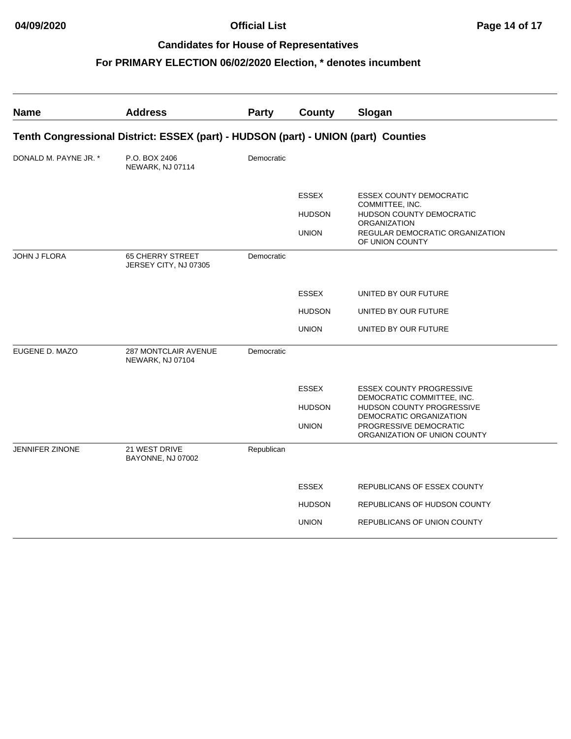## Official List

## Candidates for House of Representatives

## For PRIMARY ELECTION 06/02/2020 Election, * denotes incumbent

| Name | Address | Party | County | Slogan |
|---|---|---|---|---|

### Tenth Congressional District: ESSEX (part) - HUDSON (part) - UNION (part) Counties

| Name | Address | Party | County | Slogan |
|---|---|---|---|---|
| DONALD M. PAYNE JR. * | P.O. BOX 2406 NEWARK, NJ 07114 | Democratic | | |
| | | | ESSEX | ESSEX COUNTY DEMOCRATIC COMMITTEE, INC. |
| | | | HUDSON | HUDSON COUNTY DEMOCRATIC ORGANIZATION |
| | | | UNION | REGULAR DEMOCRATIC ORGANIZATION OF UNION COUNTY |
| JOHN J FLORA | 65 CHERRY STREET JERSEY CITY, NJ 07305 | Democratic | | |
| | | | ESSEX | UNITED BY OUR FUTURE |
| | | | HUDSON | UNITED BY OUR FUTURE |
| | | | UNION | UNITED BY OUR FUTURE |
| EUGENE D. MAZO | 287 MONTCLAIR AVENUE NEWARK, NJ 07104 | Democratic | | |
| | | | ESSEX | ESSEX COUNTY PROGRESSIVE DEMOCRATIC COMMITTEE, INC. |
| | | | HUDSON | HUDSON COUNTY PROGRESSIVE DEMOCRATIC ORGANIZATION |
| | | | UNION | PROGRESSIVE DEMOCRATIC ORGANIZATION OF UNION COUNTY |
| JENNIFER ZINONE | 21 WEST DRIVE BAYONNE, NJ 07002 | Republican | | |
| | | | ESSEX | REPUBLICANS OF ESSEX COUNTY |
| | | | HUDSON | REPUBLICANS OF HUDSON COUNTY |
| | | | UNION | REPUBLICANS OF UNION COUNTY |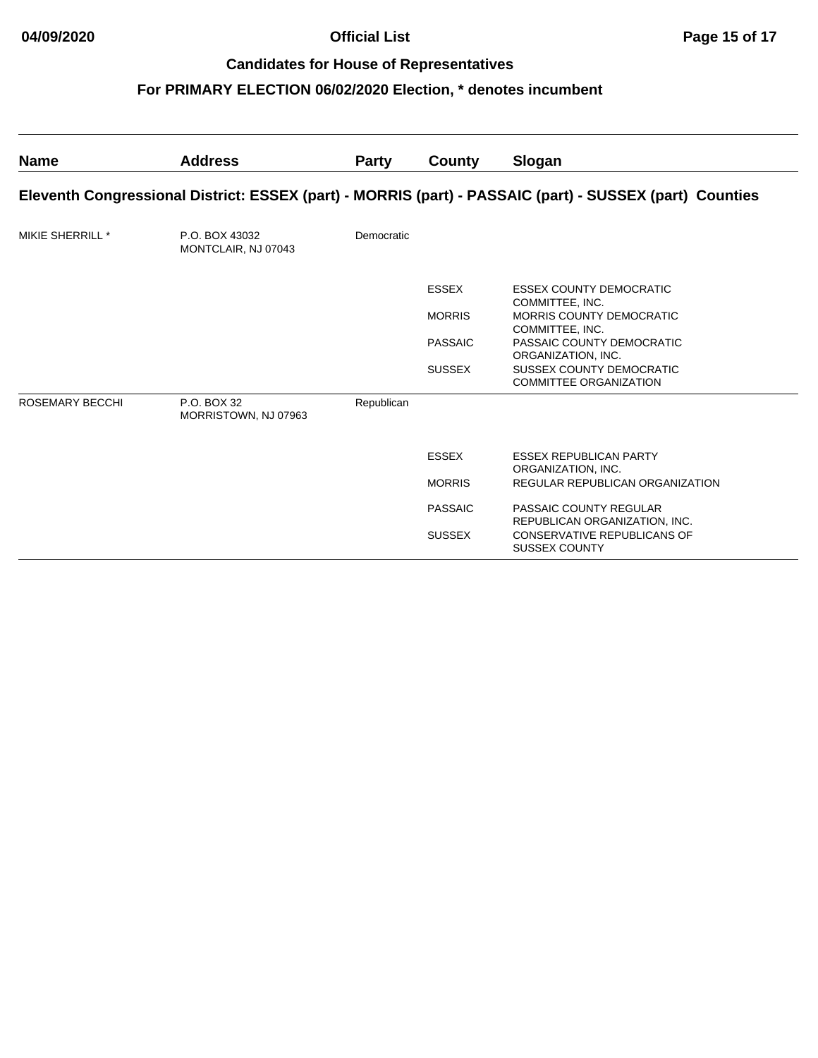## Candidates for House of Representatives

## For PRIMARY ELECTION 06/02/2020 Election, * denotes incumbent

| Name | Address | Party | County | Slogan |
|---|---|---|---|---|
| **Eleventh Congressional District: ESSEX (part) - MORRIS (part) - PASSAIC (part) - SUSSEX (part) Counties** | | | | |
| MIKIE SHERRILL * | P.O. BOX 43032<br>MONTCLAIR, NJ 07043 | Democratic | | |
| | | | ESSEX | ESSEX COUNTY DEMOCRATIC COMMITTEE, INC. |
| | | | MORRIS | MORRIS COUNTY DEMOCRATIC COMMITTEE, INC. |
| | | | PASSAIC | PASSAIC COUNTY DEMOCRATIC ORGANIZATION, INC. |
| | | | SUSSEX | SUSSEX COUNTY DEMOCRATIC COMMITTEE ORGANIZATION |
| ROSEMARY BECCHI | P.O. BOX 32<br>MORRISTOWN, NJ 07963 | Republican | | |
| | | | ESSEX | ESSEX REPUBLICAN PARTY ORGANIZATION, INC. |
| | | | MORRIS | REGULAR REPUBLICAN ORGANIZATION |
| | | | PASSAIC | PASSAIC COUNTY REGULAR REPUBLICAN ORGANIZATION, INC. |
| | | | SUSSEX | CONSERVATIVE REPUBLICANS OF SUSSEX COUNTY |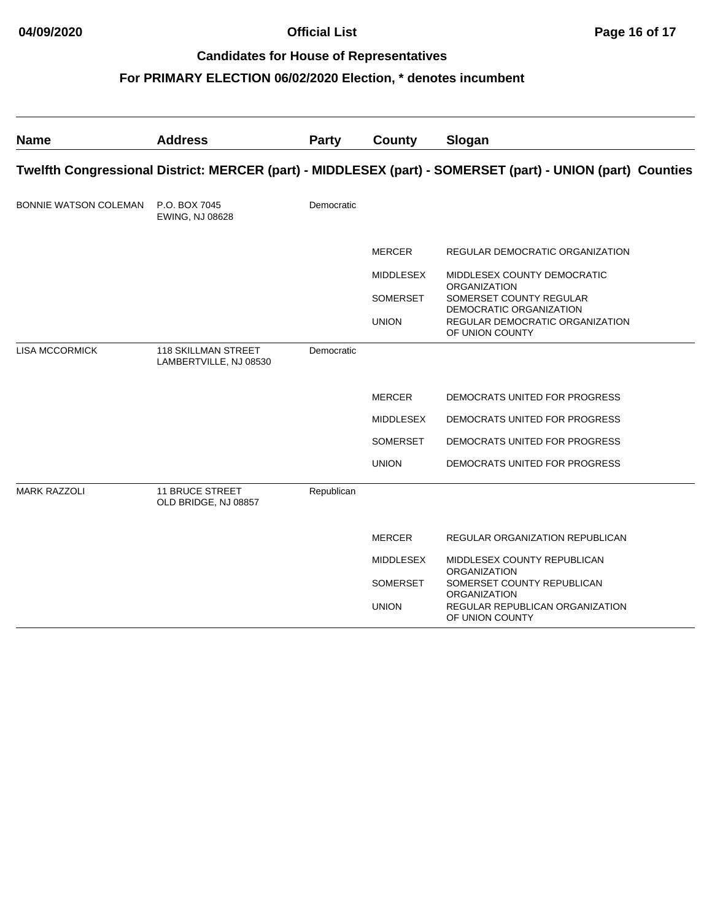## Candidates for House of Representatives

## For PRIMARY ELECTION 06/02/2020 Election, * denotes incumbent

| Name | Address | Party | County | Slogan |
|---|---|---|---|---|
| **Twelfth Congressional District: MERCER (part) - MIDDLESEX (part) - SOMERSET (part) - UNION (part) Counties** | | | | |
| BONNIE WATSON COLEMAN | P.O. BOX 7045 EWING, NJ 08628 | Democratic | | |
| | | | MERCER | REGULAR DEMOCRATIC ORGANIZATION |
| | | | MIDDLESEX | MIDDLESEX COUNTY DEMOCRATIC ORGANIZATION |
| | | | SOMERSET | SOMERSET COUNTY REGULAR DEMOCRATIC ORGANIZATION |
| | | | UNION | REGULAR DEMOCRATIC ORGANIZATION OF UNION COUNTY |
| LISA MCCORMICK | 118 SKILLMAN STREET LAMBERTVILLE, NJ 08530 | Democratic | | |
| | | | MERCER | DEMOCRATS UNITED FOR PROGRESS |
| | | | MIDDLESEX | DEMOCRATS UNITED FOR PROGRESS |
| | | | SOMERSET | DEMOCRATS UNITED FOR PROGRESS |
| | | | UNION | DEMOCRATS UNITED FOR PROGRESS |
| MARK RAZZOLI | 11 BRUCE STREET OLD BRIDGE, NJ 08857 | Republican | | |
| | | | MERCER | REGULAR ORGANIZATION REPUBLICAN |
| | | | MIDDLESEX | MIDDLESEX COUNTY REPUBLICAN ORGANIZATION |
| | | | SOMERSET | SOMERSET COUNTY REPUBLICAN ORGANIZATION |
| | | | UNION | REGULAR REPUBLICAN ORGANIZATION OF UNION COUNTY |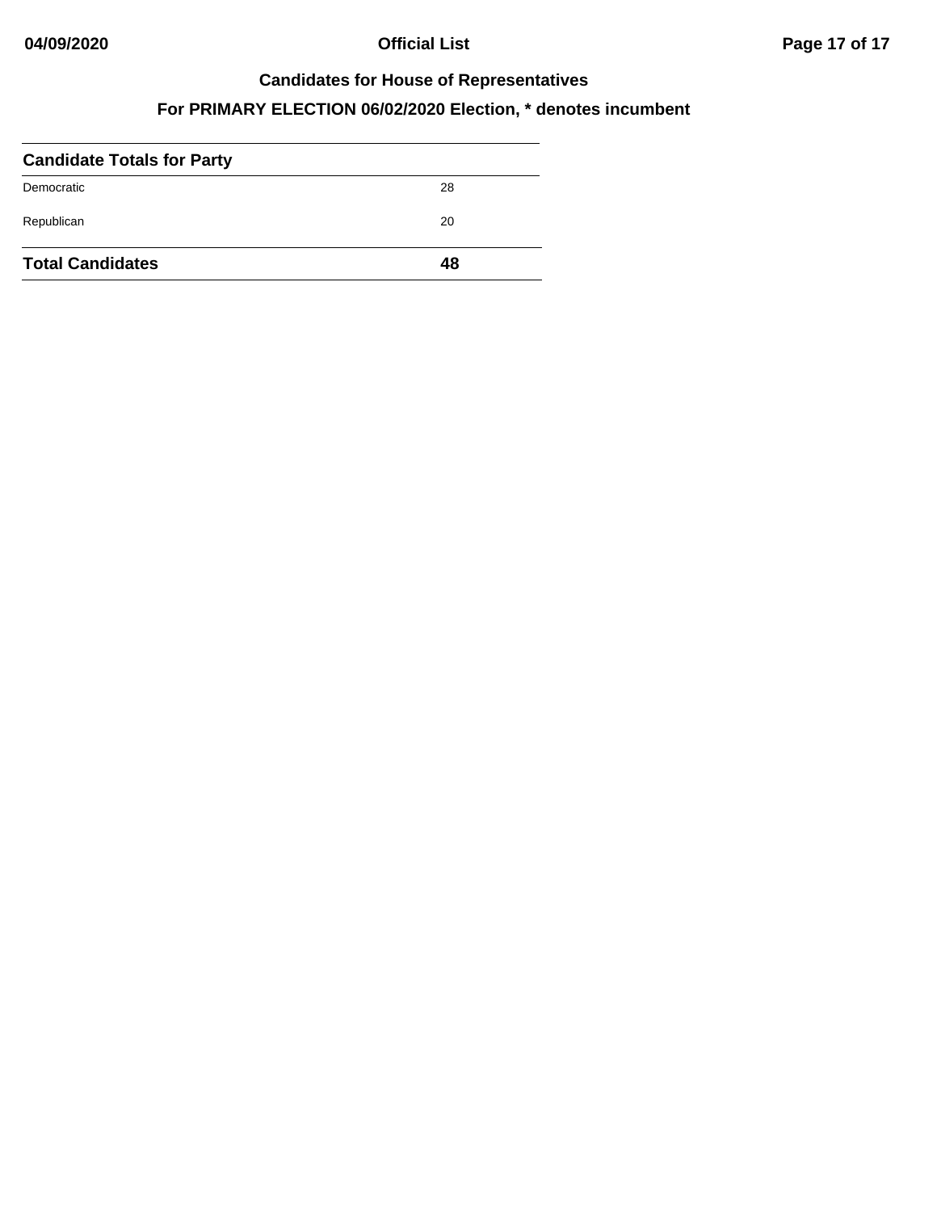Candidates for House of Representatives

For PRIMARY ELECTION 06/02/2020 Election, * denotes incumbent

| Candidate Totals for Party | |
|---|---|
| Democratic | 28 |
| Republican | 20 |
| **Total Candidates** | **48** |